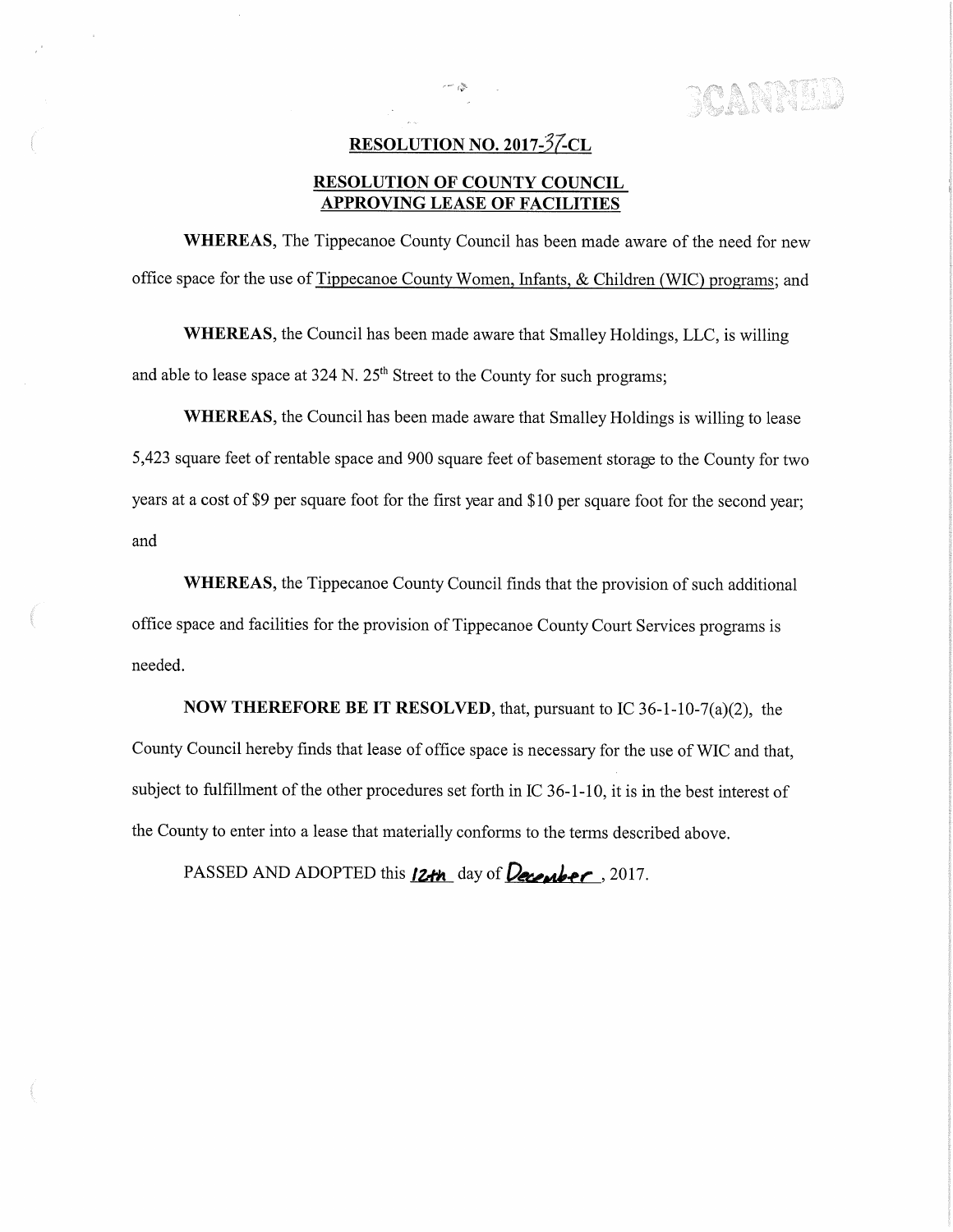## RESOLUTION NO. 2017-37-CL

## RESOLUTION OF COUNTY COUNCIL APPROVING LEASE OF FACILITIES

**WHEREAS**, The Tippecanoe County Council has been made aware of the need for new office space for the use of Tippecanoe County Women, Infants, & Children (WIC) programs; and

**WHEREAS**, the Council has been made aware that Smalley Holdings, LLC, is willing and able to lease space at 324 N. 25th Street to the County for such programs;

**WHEREAS**, the Council has been made aware that Smalley Holdings is willing to lease 5,423 square feet of rentable space and 900 square feet of basement storage to the County for two years at a cost of $9 per square foot for the first year and $10 per square foot for the second year; and

**WHEREAS**, the Tippecanoe County Council finds that the provision of such additional office space and facilities for the provision of Tippecanoe County Court Services programs is needed.

**NOW THEREFORE BE IT RESOLVED**, that, pursuant to IC 36-1-10-7(a)(2), the County Council hereby finds that lease of office space is necessary for the use of WIC and that, subject to fulfillment of the other procedures set forth in IC 36-1-10, it is in the best interest of the County to enter into a lease that materially conforms to the terms described above.

PASSED AND ADOPTED this 12th day of December, 2017.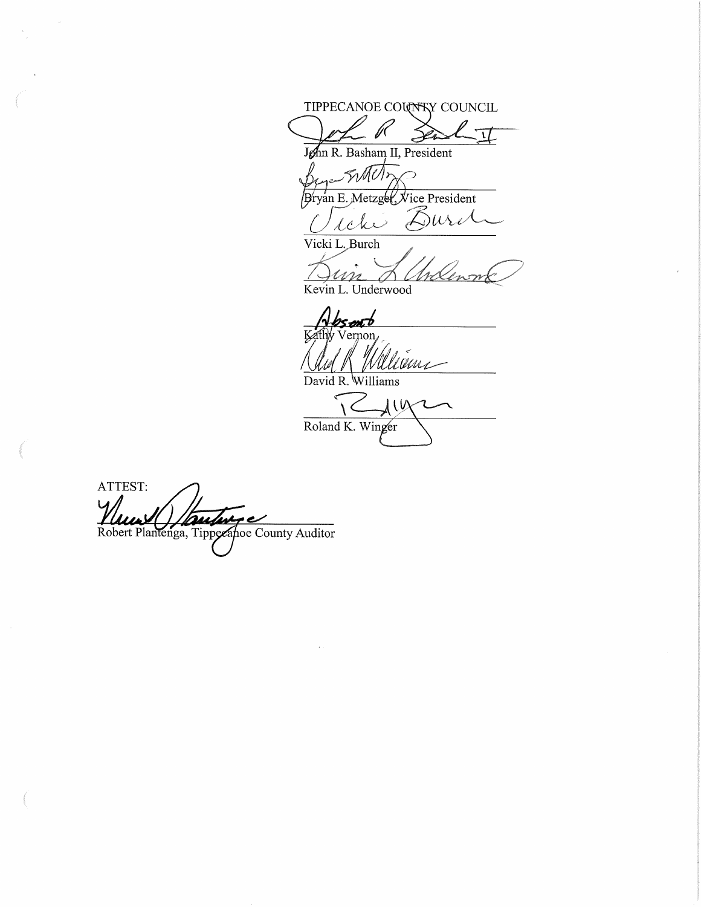TIPPECANOE COUNTY COUNCIL

John R. Basham II, President

Bryan E. Metzger, Vice President

Vicki L. Burch

Kevin L. Underwood

Absent

Kathy Vernon

David R. Williams

Roland K. Winger

ATTEST:

Robert Plantenga, Tippecanoe County Auditor